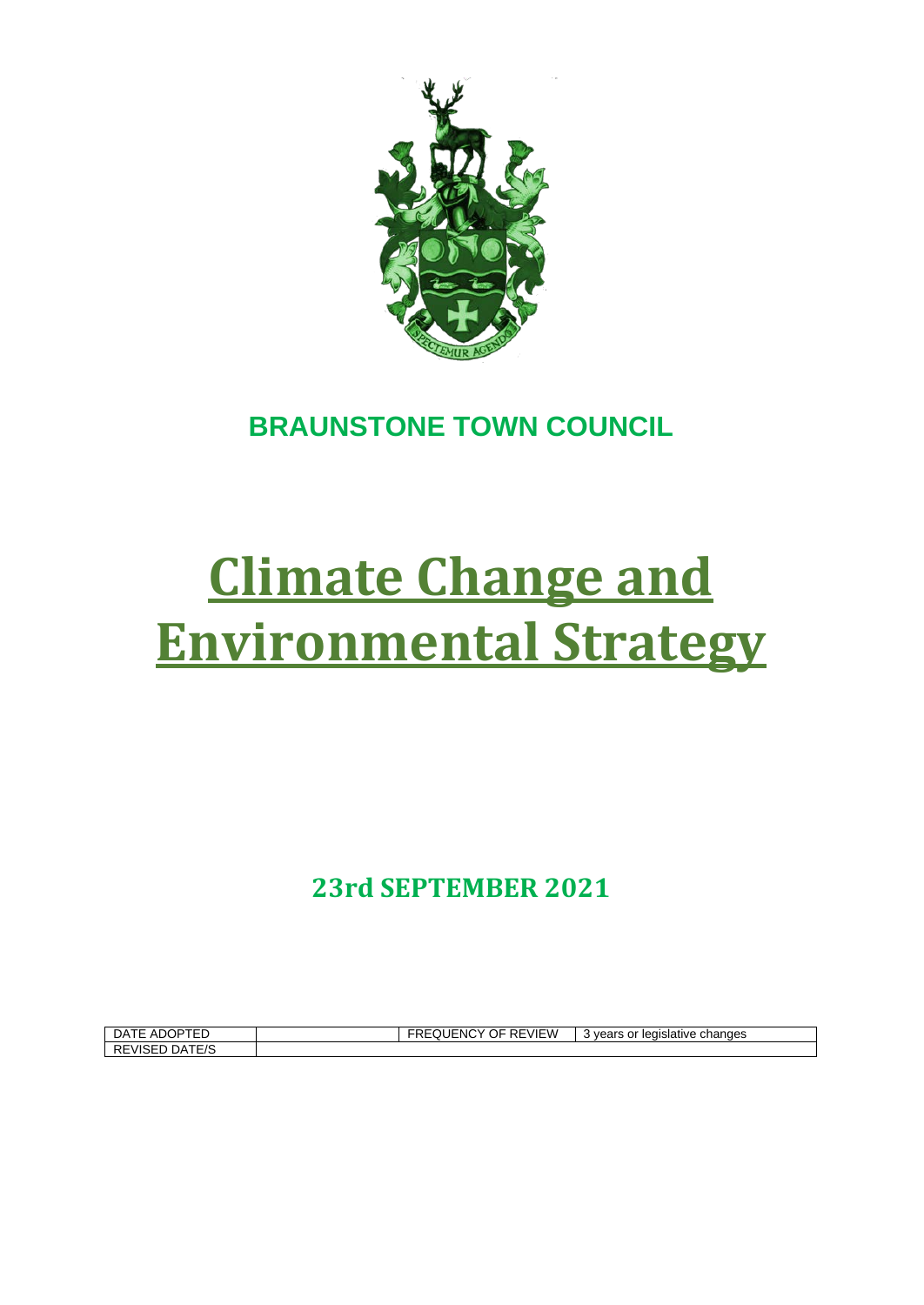# BRAUNSTONE TOWN COUNCIL

# Climate Change and Environmental Strategy

**23rd SEPTEMBER 2021**

| | | | |
|---|---|---|---|
| DATE ADOPTED | | FREQUENCY OF REVIEW | 3 years or legislative changes |
| REVISED DATE/S | | | |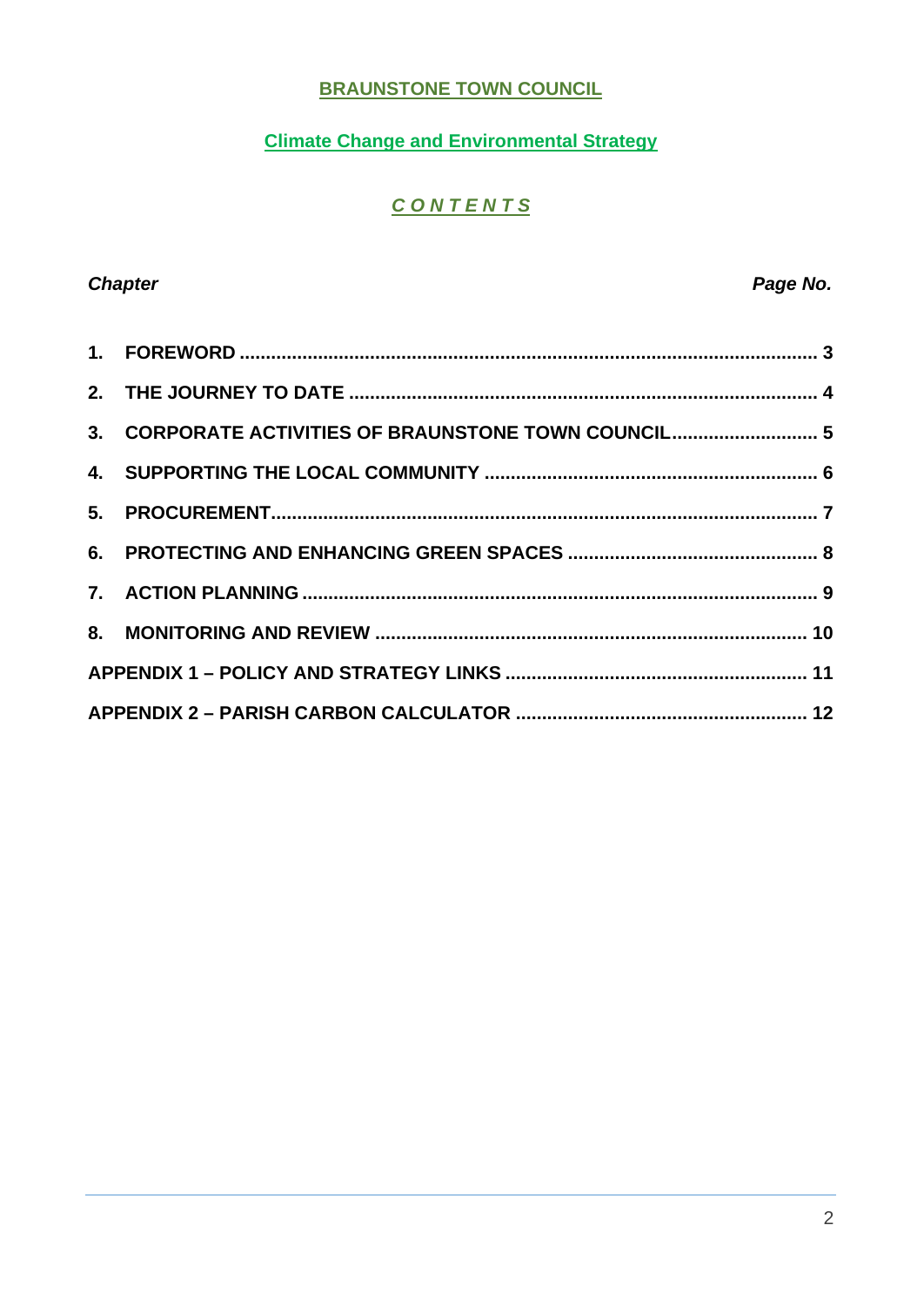# BRAUNSTONE TOWN COUNCIL

## Climate Change and Environmental Strategy

### *C O N T E N T S*

| *Chapter* | *Page No.* |
|---|---|
| **1. FOREWORD** | **3** |
| **2. THE JOURNEY TO DATE** | **4** |
| **3. CORPORATE ACTIVITIES OF BRAUNSTONE TOWN COUNCIL** | **5** |
| **4. SUPPORTING THE LOCAL COMMUNITY** | **6** |
| **5. PROCUREMENT** | **7** |
| **6. PROTECTING AND ENHANCING GREEN SPACES** | **8** |
| **7. ACTION PLANNING** | **9** |
| **8. MONITORING AND REVIEW** | **10** |
| **APPENDIX 1 – POLICY AND STRATEGY LINKS** | **11** |
| **APPENDIX 2 – PARISH CARBON CALCULATOR** | **12** |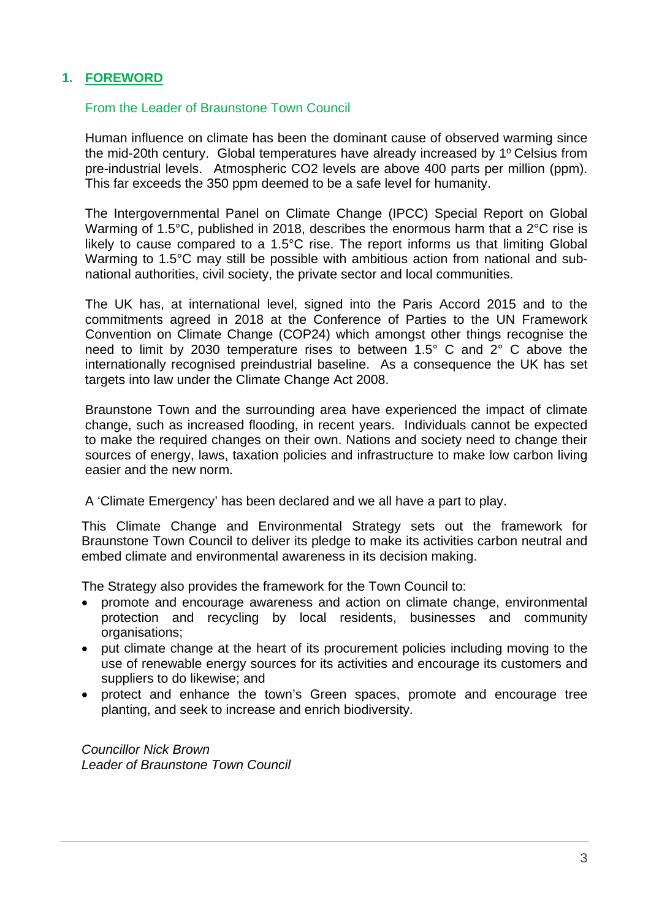## 1. FOREWORD

### From the Leader of Braunstone Town Council

Human influence on climate has been the dominant cause of observed warming since the mid-20th century. Global temperatures have already increased by 1° Celsius from pre-industrial levels. Atmospheric $CO_2$ levels are above 400 parts per million (ppm). This far exceeds the 350 ppm deemed to be a safe level for humanity.

The Intergovernmental Panel on Climate Change (IPCC) Special Report on Global Warming of 1.5°C, published in 2018, describes the enormous harm that a 2°C rise is likely to cause compared to a 1.5°C rise. The report informs us that limiting Global Warming to 1.5°C may still be possible with ambitious action from national and sub-national authorities, civil society, the private sector and local communities.

The UK has, at international level, signed into the Paris Accord 2015 and to the commitments agreed in 2018 at the Conference of Parties to the UN Framework Convention on Climate Change (COP24) which amongst other things recognise the need to limit by 2030 temperature rises to between 1.5° C and 2° C above the internationally recognised preindustrial baseline. As a consequence the UK has set targets into law under the Climate Change Act 2008.

Braunstone Town and the surrounding area have experienced the impact of climate change, such as increased flooding, in recent years. Individuals cannot be expected to make the required changes on their own. Nations and society need to change their sources of energy, laws, taxation policies and infrastructure to make low carbon living easier and the new norm.

A 'Climate Emergency' has been declared and we all have a part to play.

This Climate Change and Environmental Strategy sets out the framework for Braunstone Town Council to deliver its pledge to make its activities carbon neutral and embed climate and environmental awareness in its decision making.

The Strategy also provides the framework for the Town Council to:

- promote and encourage awareness and action on climate change, environmental protection and recycling by local residents, businesses and community organisations;
- put climate change at the heart of its procurement policies including moving to the use of renewable energy sources for its activities and encourage its customers and suppliers to do likewise; and
- protect and enhance the town's Green spaces, promote and encourage tree planting, and seek to increase and enrich biodiversity.

*Councillor Nick Brown*
*Leader of Braunstone Town Council*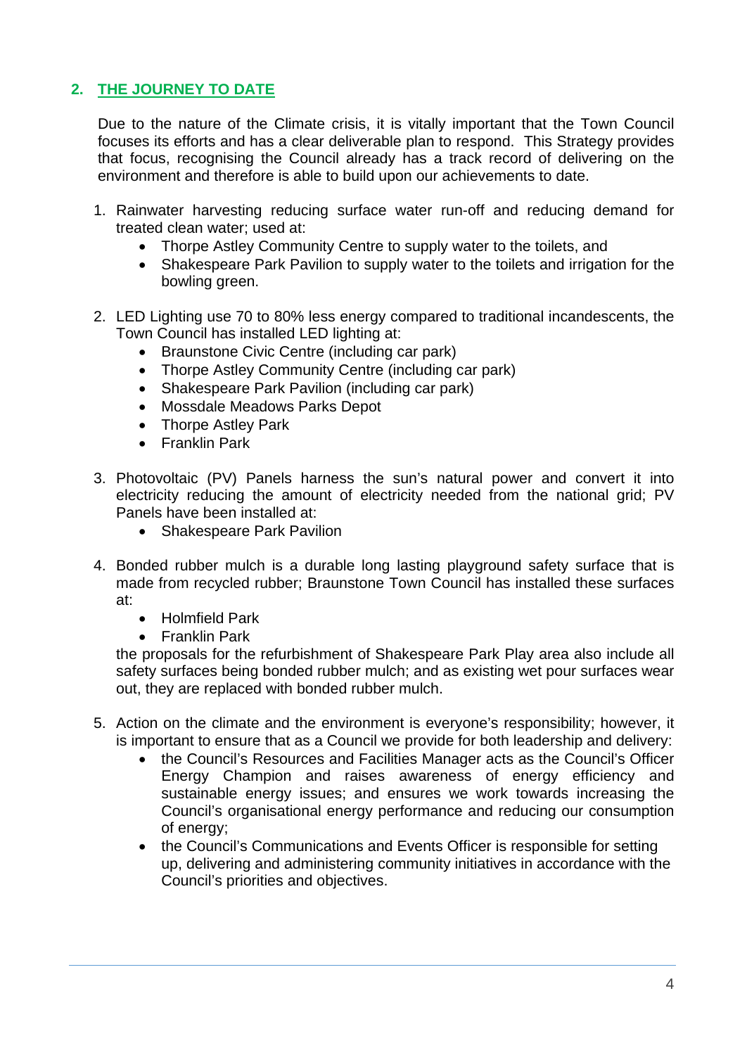## 2. THE JOURNEY TO DATE

Due to the nature of the Climate crisis, it is vitally important that the Town Council focuses its efforts and has a clear deliverable plan to respond. This Strategy provides that focus, recognising the Council already has a track record of delivering on the environment and therefore is able to build upon our achievements to date.

1. Rainwater harvesting reducing surface water run-off and reducing demand for treated clean water; used at:
    - Thorpe Astley Community Centre to supply water to the toilets, and
    - Shakespeare Park Pavilion to supply water to the toilets and irrigation for the bowling green.

2. LED Lighting use 70 to 80% less energy compared to traditional incandescents, the Town Council has installed LED lighting at:
    - Braunstone Civic Centre (including car park)
    - Thorpe Astley Community Centre (including car park)
    - Shakespeare Park Pavilion (including car park)
    - Mossdale Meadows Parks Depot
    - Thorpe Astley Park
    - Franklin Park

3. Photovoltaic (PV) Panels harness the sun's natural power and convert it into electricity reducing the amount of electricity needed from the national grid; PV Panels have been installed at:
    - Shakespeare Park Pavilion

4. Bonded rubber mulch is a durable long lasting playground safety surface that is made from recycled rubber; Braunstone Town Council has installed these surfaces at:
    - Holmfield Park
    - Franklin Park

    the proposals for the refurbishment of Shakespeare Park Play area also include all safety surfaces being bonded rubber mulch; and as existing wet pour surfaces wear out, they are replaced with bonded rubber mulch.

5. Action on the climate and the environment is everyone's responsibility; however, it is important to ensure that as a Council we provide for both leadership and delivery:
    - the Council's Resources and Facilities Manager acts as the Council's Officer Energy Champion and raises awareness of energy efficiency and sustainable energy issues; and ensures we work towards increasing the Council's organisational energy performance and reducing our consumption of energy;
    - the Council's Communications and Events Officer is responsible for setting up, delivering and administering community initiatives in accordance with the Council's priorities and objectives.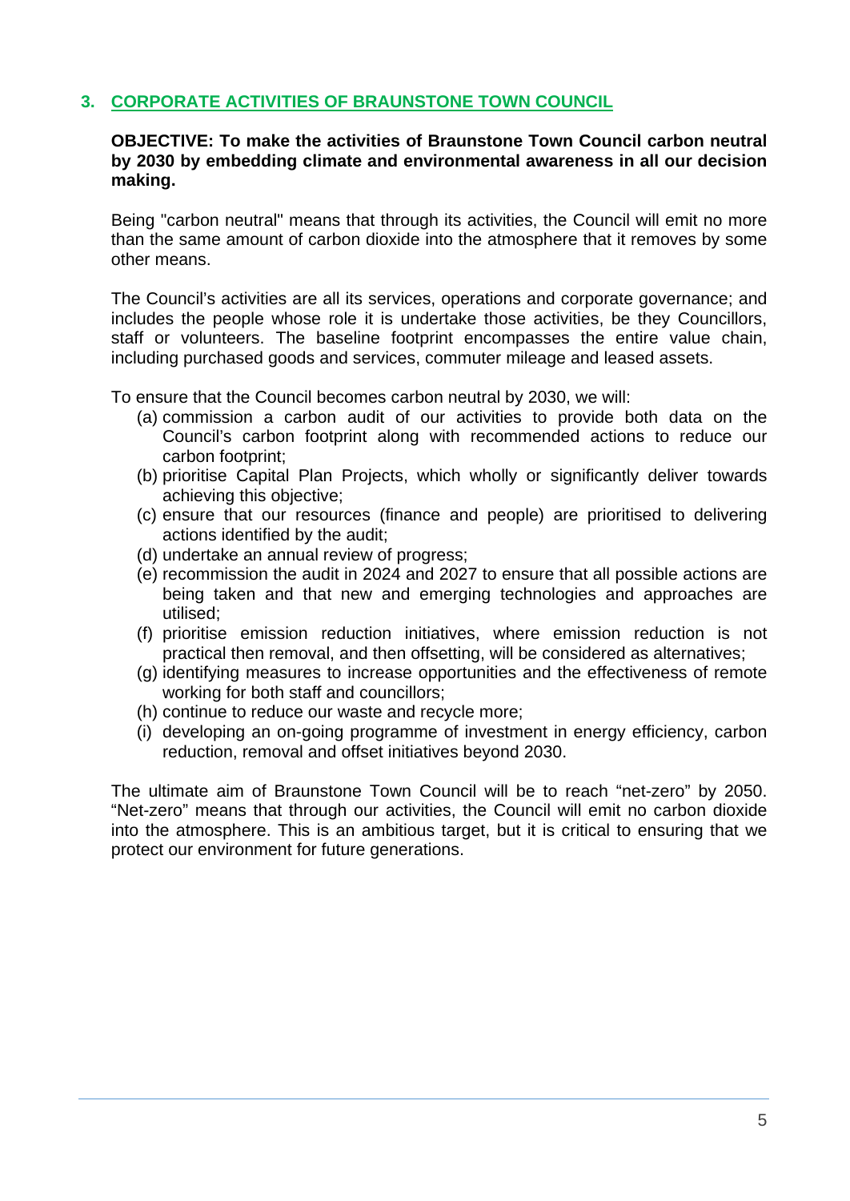## 3. CORPORATE ACTIVITIES OF BRAUNSTONE TOWN COUNCIL

**OBJECTIVE: To make the activities of Braunstone Town Council carbon neutral by 2030 by embedding climate and environmental awareness in all our decision making.**

Being "carbon neutral" means that through its activities, the Council will emit no more than the same amount of carbon dioxide into the atmosphere that it removes by some other means.

The Council's activities are all its services, operations and corporate governance; and includes the people whose role it is undertake those activities, be they Councillors, staff or volunteers. The baseline footprint encompasses the entire value chain, including purchased goods and services, commuter mileage and leased assets.

To ensure that the Council becomes carbon neutral by 2030, we will:

(a) commission a carbon audit of our activities to provide both data on the Council's carbon footprint along with recommended actions to reduce our carbon footprint;
(b) prioritise Capital Plan Projects, which wholly or significantly deliver towards achieving this objective;
(c) ensure that our resources (finance and people) are prioritised to delivering actions identified by the audit;
(d) undertake an annual review of progress;
(e) recommission the audit in 2024 and 2027 to ensure that all possible actions are being taken and that new and emerging technologies and approaches are utilised;
(f) prioritise emission reduction initiatives, where emission reduction is not practical then removal, and then offsetting, will be considered as alternatives;
(g) identifying measures to increase opportunities and the effectiveness of remote working for both staff and councillors;
(h) continue to reduce our waste and recycle more;
(i) developing an on-going programme of investment in energy efficiency, carbon reduction, removal and offset initiatives beyond 2030.

The ultimate aim of Braunstone Town Council will be to reach "net-zero" by 2050. "Net-zero" means that through our activities, the Council will emit no carbon dioxide into the atmosphere. This is an ambitious target, but it is critical to ensuring that we protect our environment for future generations.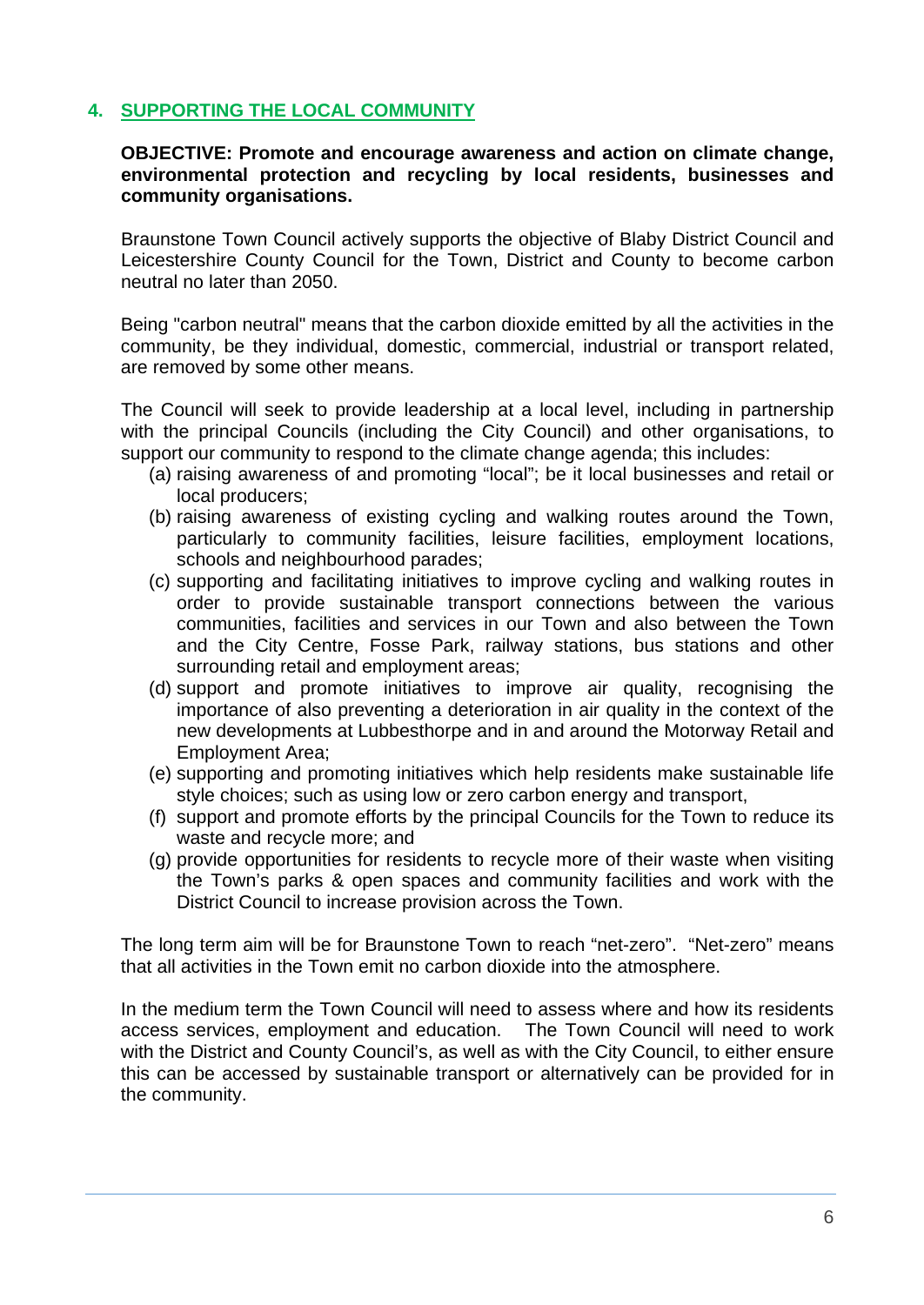## 4. SUPPORTING THE LOCAL COMMUNITY

**OBJECTIVE: Promote and encourage awareness and action on climate change, environmental protection and recycling by local residents, businesses and community organisations.**

Braunstone Town Council actively supports the objective of Blaby District Council and Leicestershire County Council for the Town, District and County to become carbon neutral no later than 2050.

Being "carbon neutral" means that the carbon dioxide emitted by all the activities in the community, be they individual, domestic, commercial, industrial or transport related, are removed by some other means.

The Council will seek to provide leadership at a local level, including in partnership with the principal Councils (including the City Council) and other organisations, to support our community to respond to the climate change agenda; this includes:

(a) raising awareness of and promoting "local"; be it local businesses and retail or local producers;
(b) raising awareness of existing cycling and walking routes around the Town, particularly to community facilities, leisure facilities, employment locations, schools and neighbourhood parades;
(c) supporting and facilitating initiatives to improve cycling and walking routes in order to provide sustainable transport connections between the various communities, facilities and services in our Town and also between the Town and the City Centre, Fosse Park, railway stations, bus stations and other surrounding retail and employment areas;
(d) support and promote initiatives to improve air quality, recognising the importance of also preventing a deterioration in air quality in the context of the new developments at Lubbesthorpe and in and around the Motorway Retail and Employment Area;
(e) supporting and promoting initiatives which help residents make sustainable life style choices; such as using low or zero carbon energy and transport,
(f) support and promote efforts by the principal Councils for the Town to reduce its waste and recycle more; and
(g) provide opportunities for residents to recycle more of their waste when visiting the Town's parks & open spaces and community facilities and work with the District Council to increase provision across the Town.

The long term aim will be for Braunstone Town to reach "net-zero". "Net-zero" means that all activities in the Town emit no carbon dioxide into the atmosphere.

In the medium term the Town Council will need to assess where and how its residents access services, employment and education. The Town Council will need to work with the District and County Council's, as well as with the City Council, to either ensure this can be accessed by sustainable transport or alternatively can be provided for in the community.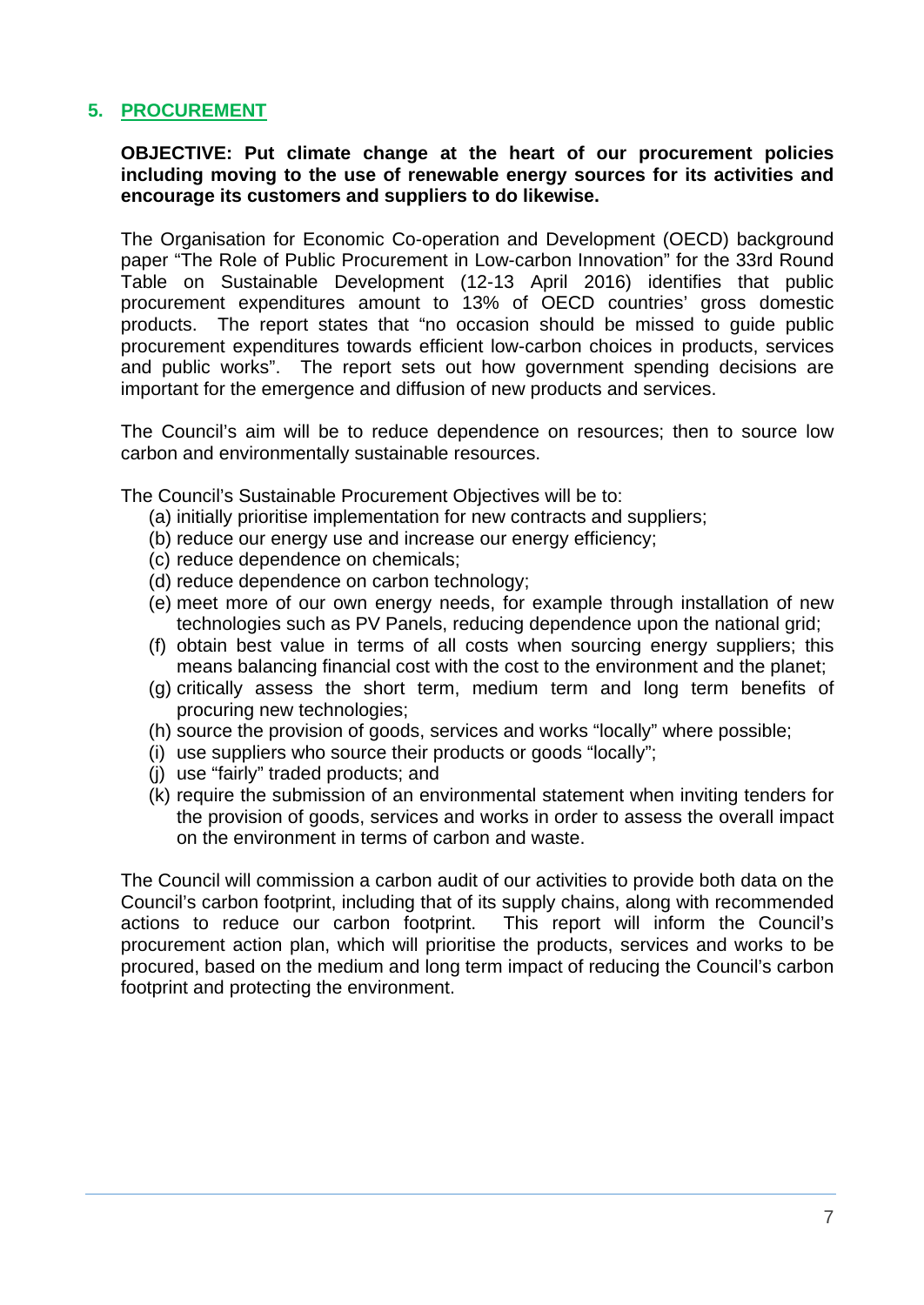## 5. PROCUREMENT

**OBJECTIVE: Put climate change at the heart of our procurement policies including moving to the use of renewable energy sources for its activities and encourage its customers and suppliers to do likewise.**

The Organisation for Economic Co-operation and Development (OECD) background paper "The Role of Public Procurement in Low-carbon Innovation" for the 33rd Round Table on Sustainable Development (12-13 April 2016) identifies that public procurement expenditures amount to 13% of OECD countries' gross domestic products. The report states that "no occasion should be missed to guide public procurement expenditures towards efficient low-carbon choices in products, services and public works". The report sets out how government spending decisions are important for the emergence and diffusion of new products and services.

The Council's aim will be to reduce dependence on resources; then to source low carbon and environmentally sustainable resources.

The Council's Sustainable Procurement Objectives will be to:

(a) initially prioritise implementation for new contracts and suppliers;
(b) reduce our energy use and increase our energy efficiency;
(c) reduce dependence on chemicals;
(d) reduce dependence on carbon technology;
(e) meet more of our own energy needs, for example through installation of new technologies such as PV Panels, reducing dependence upon the national grid;
(f) obtain best value in terms of all costs when sourcing energy suppliers; this means balancing financial cost with the cost to the environment and the planet;
(g) critically assess the short term, medium term and long term benefits of procuring new technologies;
(h) source the provision of goods, services and works "locally" where possible;
(i) use suppliers who source their products or goods "locally";
(j) use "fairly" traded products; and
(k) require the submission of an environmental statement when inviting tenders for the provision of goods, services and works in order to assess the overall impact on the environment in terms of carbon and waste.

The Council will commission a carbon audit of our activities to provide both data on the Council's carbon footprint, including that of its supply chains, along with recommended actions to reduce our carbon footprint. This report will inform the Council's procurement action plan, which will prioritise the products, services and works to be procured, based on the medium and long term impact of reducing the Council's carbon footprint and protecting the environment.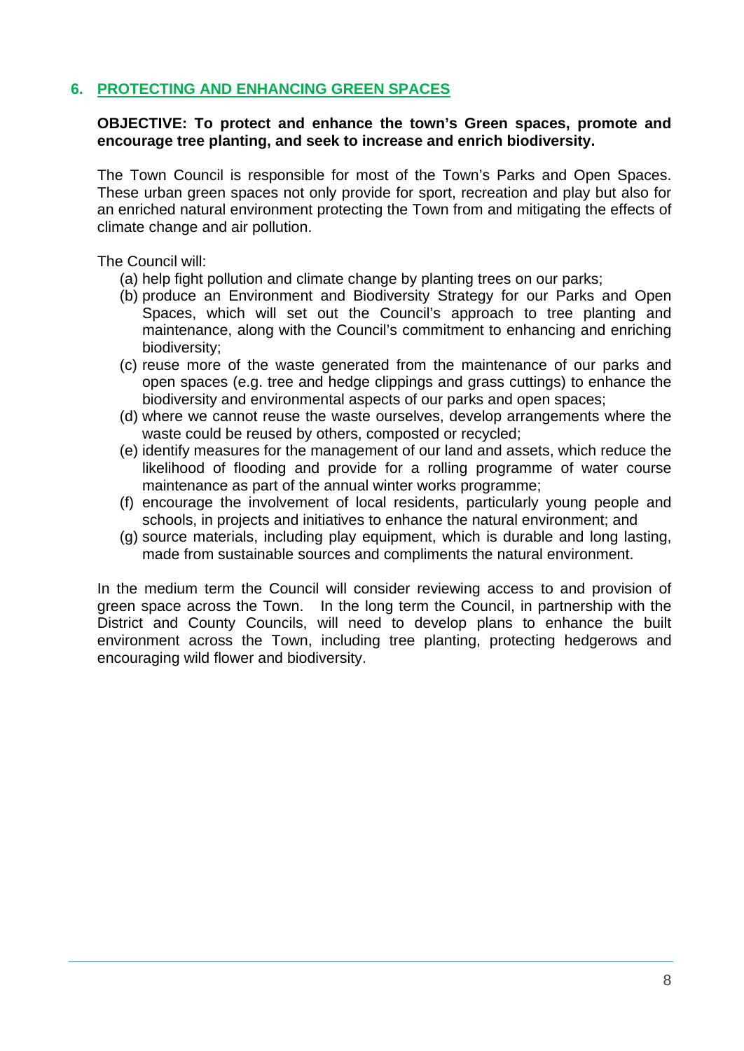## 6. PROTECTING AND ENHANCING GREEN SPACES

**OBJECTIVE: To protect and enhance the town's Green spaces, promote and encourage tree planting, and seek to increase and enrich biodiversity.**

The Town Council is responsible for most of the Town's Parks and Open Spaces. These urban green spaces not only provide for sport, recreation and play but also for an enriched natural environment protecting the Town from and mitigating the effects of climate change and air pollution.

The Council will:

(a) help fight pollution and climate change by planting trees on our parks;
(b) produce an Environment and Biodiversity Strategy for our Parks and Open Spaces, which will set out the Council's approach to tree planting and maintenance, along with the Council's commitment to enhancing and enriching biodiversity;
(c) reuse more of the waste generated from the maintenance of our parks and open spaces (e.g. tree and hedge clippings and grass cuttings) to enhance the biodiversity and environmental aspects of our parks and open spaces;
(d) where we cannot reuse the waste ourselves, develop arrangements where the waste could be reused by others, composted or recycled;
(e) identify measures for the management of our land and assets, which reduce the likelihood of flooding and provide for a rolling programme of water course maintenance as part of the annual winter works programme;
(f) encourage the involvement of local residents, particularly young people and schools, in projects and initiatives to enhance the natural environment; and
(g) source materials, including play equipment, which is durable and long lasting, made from sustainable sources and compliments the natural environment.

In the medium term the Council will consider reviewing access to and provision of green space across the Town. In the long term the Council, in partnership with the District and County Councils, will need to develop plans to enhance the built environment across the Town, including tree planting, protecting hedgerows and encouraging wild flower and biodiversity.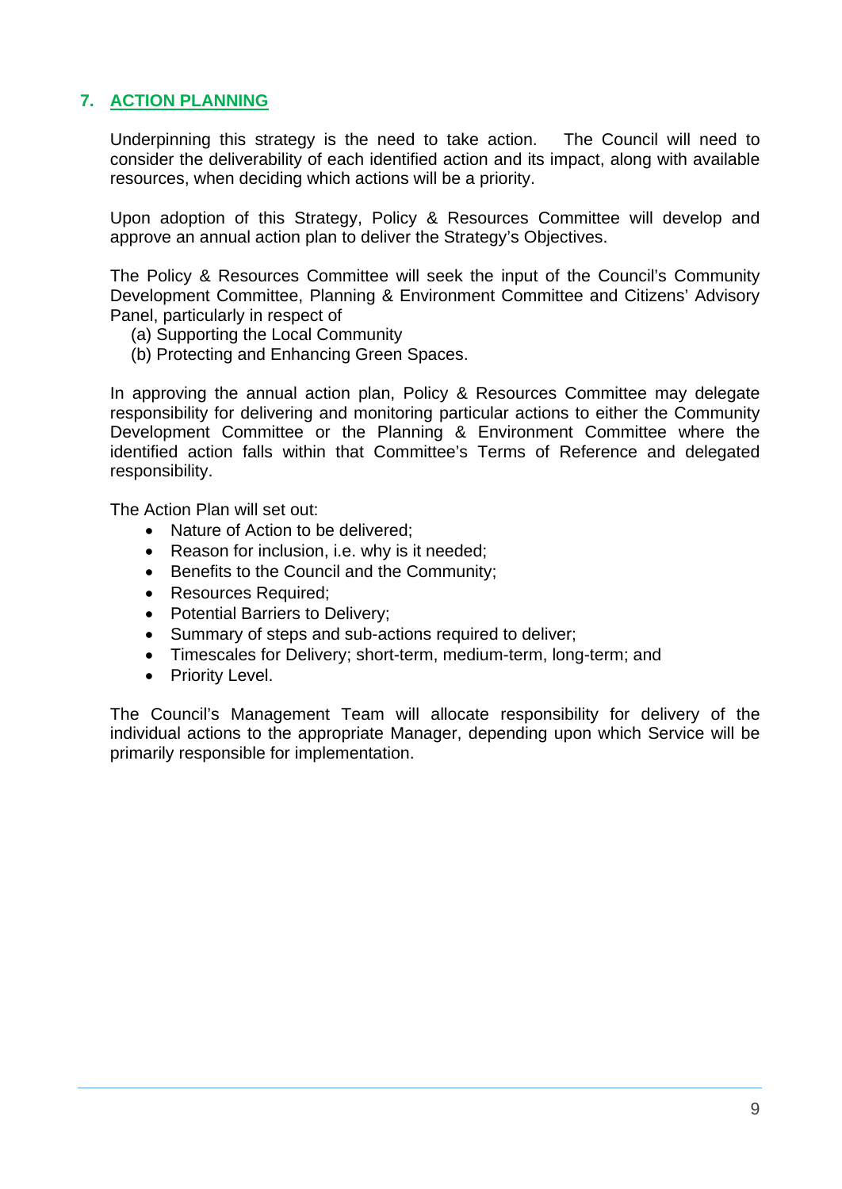## 7. ACTION PLANNING

Underpinning this strategy is the need to take action. The Council will need to consider the deliverability of each identified action and its impact, along with available resources, when deciding which actions will be a priority.

Upon adoption of this Strategy, Policy & Resources Committee will develop and approve an annual action plan to deliver the Strategy's Objectives.

The Policy & Resources Committee will seek the input of the Council's Community Development Committee, Planning & Environment Committee and Citizens' Advisory Panel, particularly in respect of

(a) Supporting the Local Community
(b) Protecting and Enhancing Green Spaces.

In approving the annual action plan, Policy & Resources Committee may delegate responsibility for delivering and monitoring particular actions to either the Community Development Committee or the Planning & Environment Committee where the identified action falls within that Committee's Terms of Reference and delegated responsibility.

The Action Plan will set out:

- Nature of Action to be delivered;
- Reason for inclusion, i.e. why is it needed;
- Benefits to the Council and the Community;
- Resources Required;
- Potential Barriers to Delivery;
- Summary of steps and sub-actions required to deliver;
- Timescales for Delivery; short-term, medium-term, long-term; and
- Priority Level.

The Council's Management Team will allocate responsibility for delivery of the individual actions to the appropriate Manager, depending upon which Service will be primarily responsible for implementation.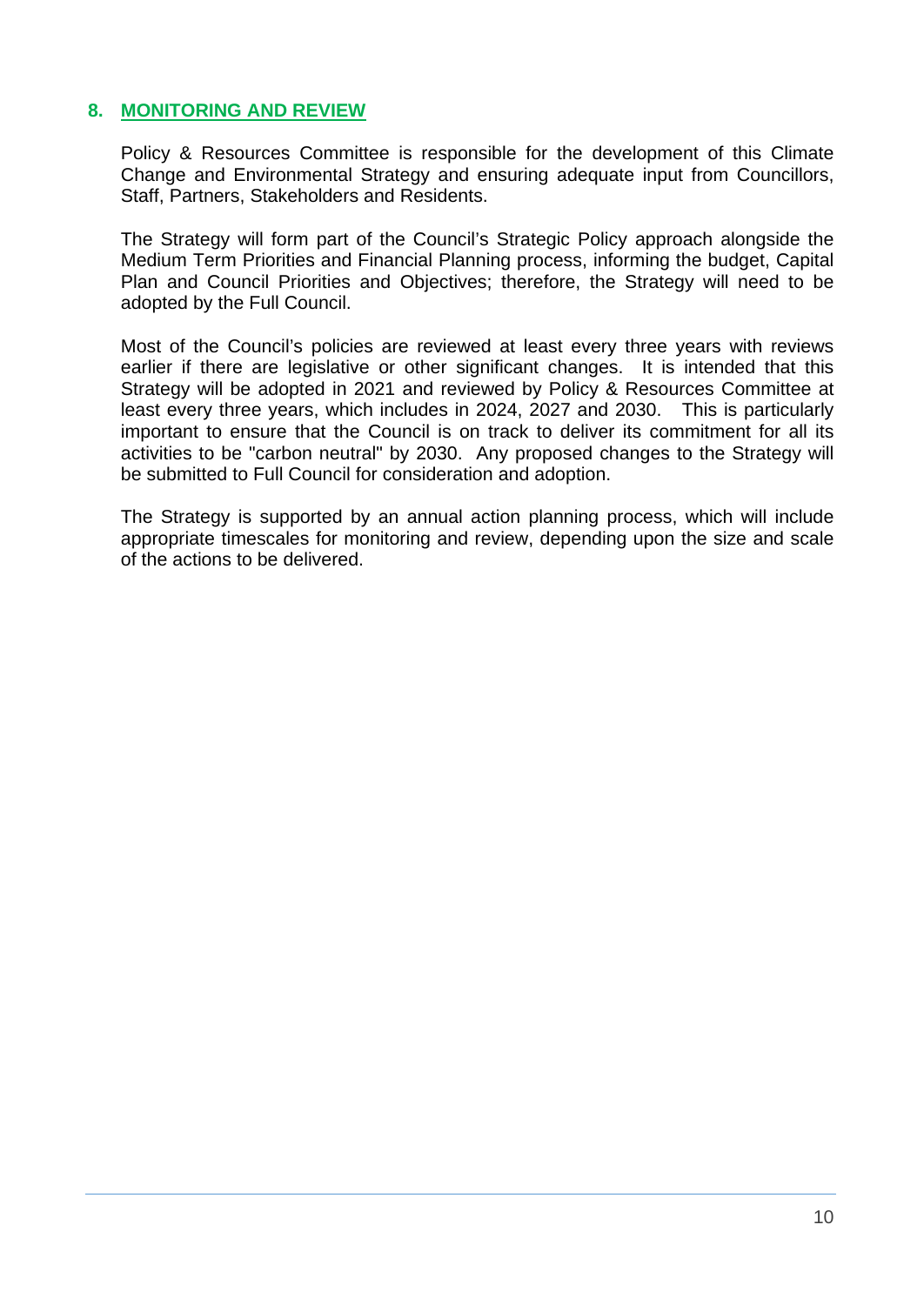## 8. MONITORING AND REVIEW

Policy & Resources Committee is responsible for the development of this Climate Change and Environmental Strategy and ensuring adequate input from Councillors, Staff, Partners, Stakeholders and Residents.

The Strategy will form part of the Council's Strategic Policy approach alongside the Medium Term Priorities and Financial Planning process, informing the budget, Capital Plan and Council Priorities and Objectives; therefore, the Strategy will need to be adopted by the Full Council.

Most of the Council's policies are reviewed at least every three years with reviews earlier if there are legislative or other significant changes. It is intended that this Strategy will be adopted in 2021 and reviewed by Policy & Resources Committee at least every three years, which includes in 2024, 2027 and 2030. This is particularly important to ensure that the Council is on track to deliver its commitment for all its activities to be "carbon neutral" by 2030. Any proposed changes to the Strategy will be submitted to Full Council for consideration and adoption.

The Strategy is supported by an annual action planning process, which will include appropriate timescales for monitoring and review, depending upon the size and scale of the actions to be delivered.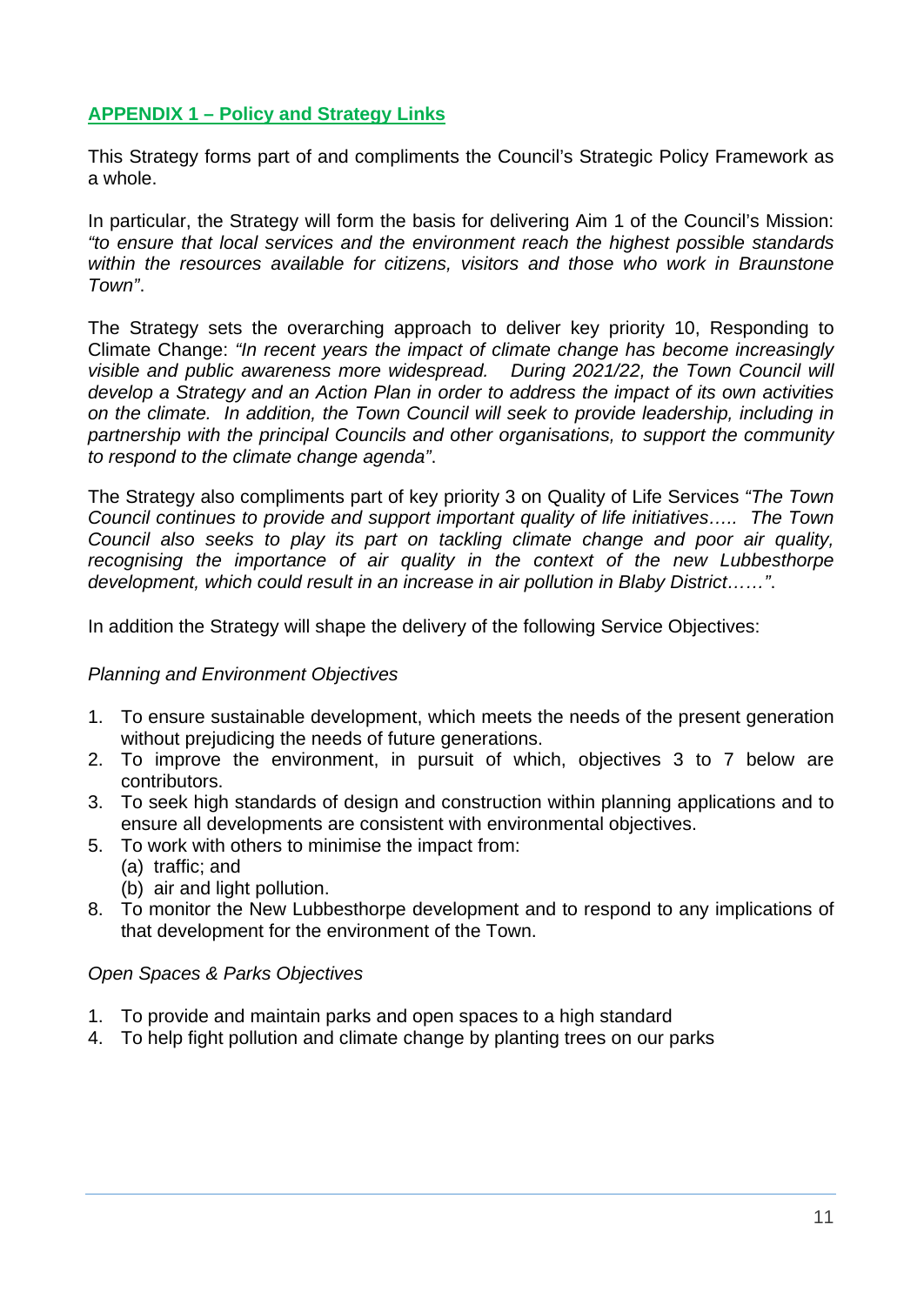## APPENDIX 1 – Policy and Strategy Links

This Strategy forms part of and compliments the Council's Strategic Policy Framework as a whole.

In particular, the Strategy will form the basis for delivering Aim 1 of the Council's Mission: *"to ensure that local services and the environment reach the highest possible standards within the resources available for citizens, visitors and those who work in Braunstone Town"*.

The Strategy sets the overarching approach to deliver key priority 10, Responding to Climate Change: *"In recent years the impact of climate change has become increasingly visible and public awareness more widespread. During 2021/22, the Town Council will develop a Strategy and an Action Plan in order to address the impact of its own activities on the climate. In addition, the Town Council will seek to provide leadership, including in partnership with the principal Councils and other organisations, to support the community to respond to the climate change agenda"*.

The Strategy also compliments part of key priority 3 on Quality of Life Services *"The Town Council continues to provide and support important quality of life initiatives….. The Town Council also seeks to play its part on tackling climate change and poor air quality, recognising the importance of air quality in the context of the new Lubbesthorpe development, which could result in an increase in air pollution in Blaby District……"*.

In addition the Strategy will shape the delivery of the following Service Objectives:

*Planning and Environment Objectives*

1. To ensure sustainable development, which meets the needs of the present generation without prejudicing the needs of future generations.
2. To improve the environment, in pursuit of which, objectives 3 to 7 below are contributors.
3. To seek high standards of design and construction within planning applications and to ensure all developments are consistent with environmental objectives.
5. To work with others to minimise the impact from:
   (a) traffic; and
   (b) air and light pollution.
8. To monitor the New Lubbesthorpe development and to respond to any implications of that development for the environment of the Town.

*Open Spaces & Parks Objectives*

1. To provide and maintain parks and open spaces to a high standard
4. To help fight pollution and climate change by planting trees on our parks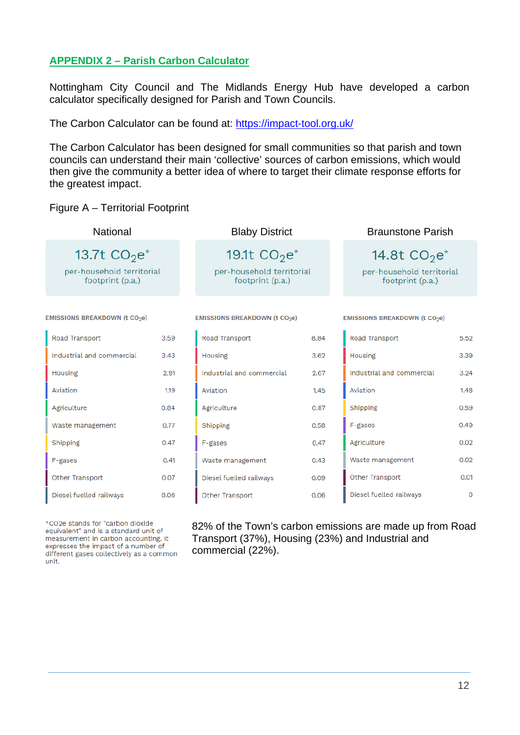## APPENDIX 2 – Parish Carbon Calculator

Nottingham City Council and The Midlands Energy Hub have developed a carbon calculator specifically designed for Parish and Town Councils.

The Carbon Calculator can be found at: https://impact-tool.org.uk/

The Carbon Calculator has been designed for small communities so that parish and town councils can understand their main 'collective' sources of carbon emissions, which would then give the community a better idea of where to target their climate response efforts for the greatest impact.

Figure A – Territorial Footprint

**National**

13.7t $CO_2e$*

per-household territorial footprint (p.a.)

EMISSIONS BREAKDOWN (t $CO_2e$)

| | |
|---|---|
| Road Transport | 3.59 |
| Industrial and commercial | 3.43 |
| Housing | 2.91 |
| Aviation | 1.19 |
| Agriculture | 0.84 |
| Waste management | 0.77 |
| Shipping | 0.47 |
| F-gases | 0.41 |
| Other Transport | 0.07 |
| Diesel fuelled railways | 0.06 |

**Blaby District**

19.1t $CO_2e$*

per-household territorial footprint (p.a.)

EMISSIONS BREAKDOWN (t $CO_2e$)

| | |
|---|---|
| Road Transport | 8.84 |
| Housing | 3.62 |
| Industrial and commercial | 2.67 |
| Aviation | 1.45 |
| Agriculture | 0.87 |
| Shipping | 0.58 |
| F-gases | 0.47 |
| Waste management | 0.43 |
| Diesel fuelled railways | 0.09 |
| Other Transport | 0.06 |

**Braunstone Parish**

14.8t $CO_2e$*

per-household territorial footprint (p.a.)

EMISSIONS BREAKDOWN (t $CO_2e$)

| | |
|---|---|
| Road Transport | 5.52 |
| Housing | 3.39 |
| Industrial and commercial | 3.24 |
| Aviation | 1.48 |
| Shipping | 0.59 |
| F-gases | 0.49 |
| Agriculture | 0.02 |
| Waste management | 0.02 |
| Other Transport | 0.01 |
| Diesel fuelled railways | 0 |

*CO2e stands for "carbon dioxide equivalent" and is a standard unit of measurement in carbon accounting. It expresses the impact of a number of different gases collectively as a common unit.

82% of the Town's carbon emissions are made up from Road Transport (37%), Housing (23%) and Industrial and commercial (22%).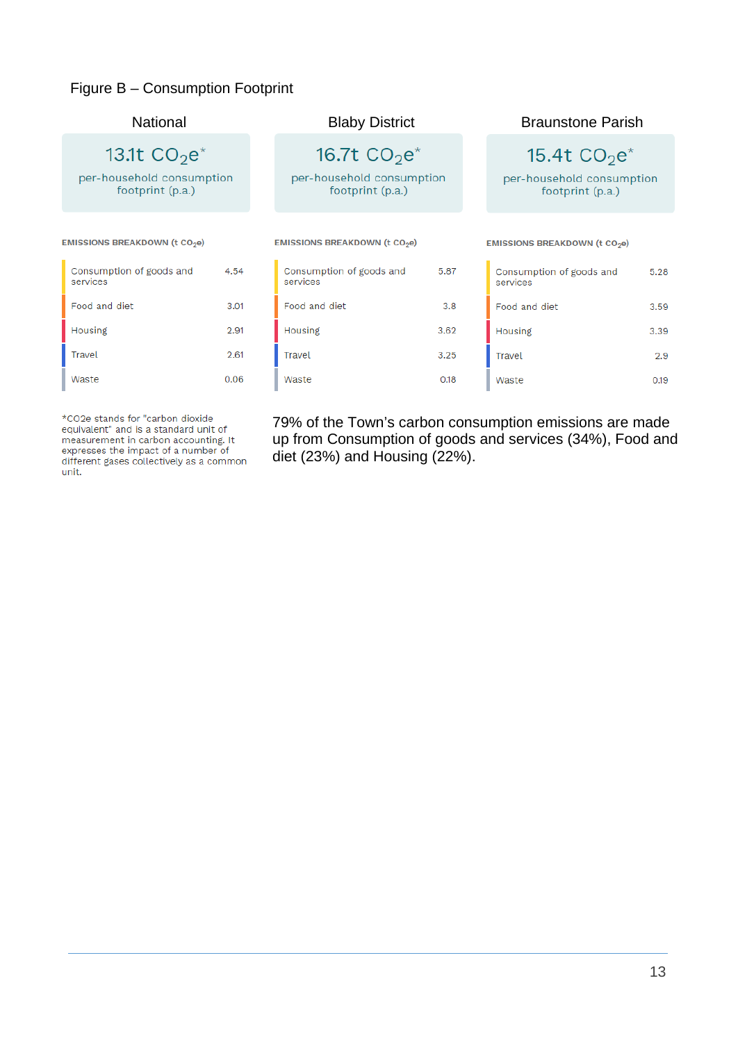Figure B – Consumption Footprint

**National**

13.1t $CO_2e$*

per-household consumption footprint (p.a.)

EMISSIONS BREAKDOWN (t $CO_2e$)

| | |
|---|---|
| Consumption of goods and services | 4.54 |
| Food and diet | 3.01 |
| Housing | 2.91 |
| Travel | 2.61 |
| Waste | 0.06 |

**Blaby District**

16.7t $CO_2e$*

per-household consumption footprint (p.a.)

EMISSIONS BREAKDOWN (t $CO_2e$)

| | |
|---|---|
| Consumption of goods and services | 5.87 |
| Food and diet | 3.8 |
| Housing | 3.62 |
| Travel | 3.25 |
| Waste | 0.18 |

**Braunstone Parish**

15.4t $CO_2e$*

per-household consumption footprint (p.a.)

EMISSIONS BREAKDOWN (t $CO_2e$)

| | |
|---|---|
| Consumption of goods and services | 5.28 |
| Food and diet | 3.59 |
| Housing | 3.39 |
| Travel | 2.9 |
| Waste | 0.19 |

*CO2e stands for "carbon dioxide equivalent" and is a standard unit of measurement in carbon accounting. It expresses the impact of a number of different gases collectively as a common unit.

79% of the Town's carbon consumption emissions are made up from Consumption of goods and services (34%), Food and diet (23%) and Housing (22%).